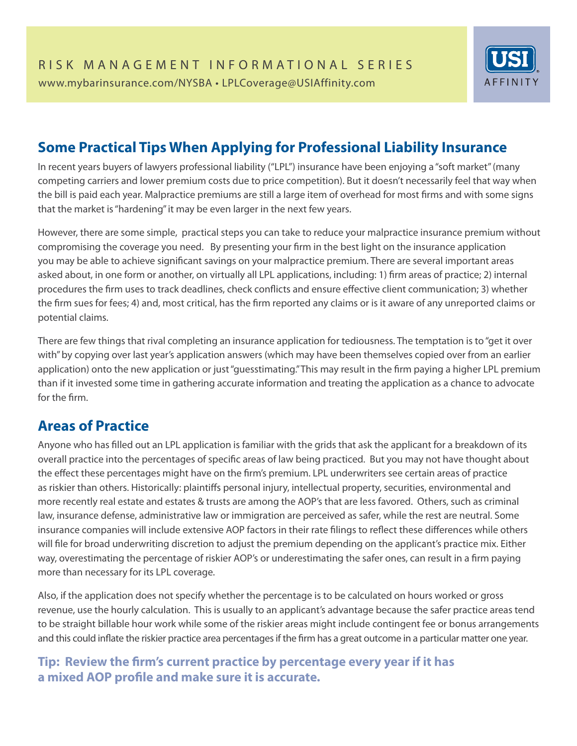RISK MANAGEMENT INFORMATIONAL SERIES

www.mybarinsurance.com/NYSBA • LPLCoverage@USIAffinity.com

## Some Practical Tips When Applying for Professional Liability Insurance

In recent years buyers of lawyers professional liability ("LPL") insurance have been enjoying a "soft market" (many competing carriers and lower premium costs due to price competition). But it doesn't necessarily feel that way when the bill is paid each year. Malpractice premiums are still a large item of overhead for most firms and with some signs that the market is "hardening" it may be even larger in the next few years.

However, there are some simple, practical steps you can take to reduce your malpractice insurance premium without compromising the coverage you need. By presenting your firm in the best light on the insurance application you may be able to achieve significant savings on your malpractice premium. There are several important areas asked about, in one form or another, on virtually all LPL applications, including: 1) firm areas of practice; 2) internal procedures the firm uses to track deadlines, check conflicts and ensure effective client communication; 3) whether the firm sues for fees; 4) and, most critical, has the firm reported any claims or is it aware of any unreported claims or potential claims.

There are few things that rival completing an insurance application for tediousness. The temptation is to "get it over with" by copying over last year's application answers (which may have been themselves copied over from an earlier application) onto the new application or just "guesstimating." This may result in the firm paying a higher LPL premium than if it invested some time in gathering accurate information and treating the application as a chance to advocate for the firm.

## Areas of Practice

Anyone who has filled out an LPL application is familiar with the grids that ask the applicant for a breakdown of its overall practice into the percentages of specific areas of law being practiced. But you may not have thought about the effect these percentages might have on the firm's premium. LPL underwriters see certain areas of practice as riskier than others. Historically: plaintiffs personal injury, intellectual property, securities, environmental and more recently real estate and estates & trusts are among the AOP's that are less favored. Others, such as criminal law, insurance defense, administrative law or immigration are perceived as safer, while the rest are neutral. Some insurance companies will include extensive AOP factors in their rate filings to reflect these differences while others will file for broad underwriting discretion to adjust the premium depending on the applicant's practice mix. Either way, overestimating the percentage of riskier AOP's or underestimating the safer ones, can result in a firm paying more than necessary for its LPL coverage.

Also, if the application does not specify whether the percentage is to be calculated on hours worked or gross revenue, use the hourly calculation. This is usually to an applicant's advantage because the safer practice areas tend to be straight billable hour work while some of the riskier areas might include contingent fee or bonus arrangements and this could inflate the riskier practice area percentages if the firm has a great outcome in a particular matter one year.

**Tip: Review the firm's current practice by percentage every year if it has a mixed AOP profile and make sure it is accurate.**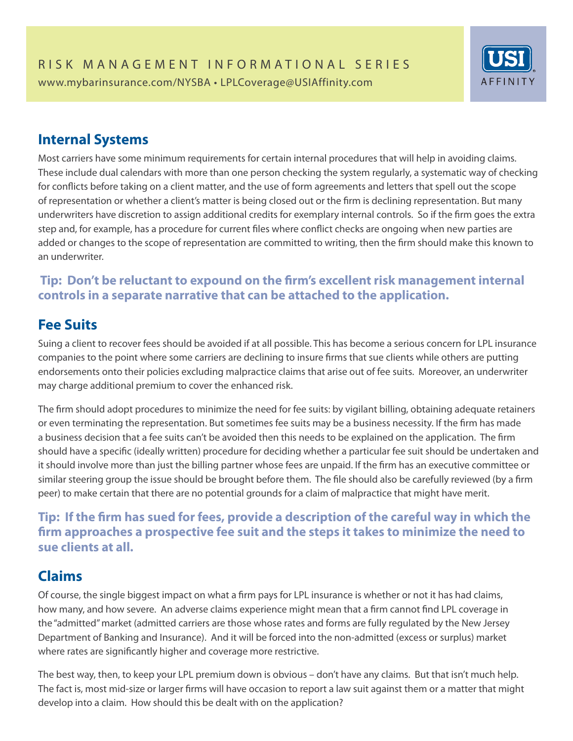## Internal Systems

Most carriers have some minimum requirements for certain internal procedures that will help in avoiding claims. These include dual calendars with more than one person checking the system regularly, a systematic way of checking for conflicts before taking on a client matter, and the use of form agreements and letters that spell out the scope of representation or whether a client's matter is being closed out or the firm is declining representation. But many underwriters have discretion to assign additional credits for exemplary internal controls. So if the firm goes the extra step and, for example, has a procedure for current files where conflict checks are ongoing when new parties are added or changes to the scope of representation are committed to writing, then the firm should make this known to an underwriter.

**Tip: Don't be reluctant to expound on the firm's excellent risk management internal controls in a separate narrative that can be attached to the application.**

## Fee Suits

Suing a client to recover fees should be avoided if at all possible. This has become a serious concern for LPL insurance companies to the point where some carriers are declining to insure firms that sue clients while others are putting endorsements onto their policies excluding malpractice claims that arise out of fee suits. Moreover, an underwriter may charge additional premium to cover the enhanced risk.

The firm should adopt procedures to minimize the need for fee suits: by vigilant billing, obtaining adequate retainers or even terminating the representation. But sometimes fee suits may be a business necessity. If the firm has made a business decision that a fee suits can't be avoided then this needs to be explained on the application. The firm should have a specific (ideally written) procedure for deciding whether a particular fee suit should be undertaken and it should involve more than just the billing partner whose fees are unpaid. If the firm has an executive committee or similar steering group the issue should be brought before them. The file should also be carefully reviewed (by a firm peer) to make certain that there are no potential grounds for a claim of malpractice that might have merit.

**Tip: If the firm has sued for fees, provide a description of the careful way in which the firm approaches a prospective fee suit and the steps it takes to minimize the need to sue clients at all.**

## Claims

Of course, the single biggest impact on what a firm pays for LPL insurance is whether or not it has had claims, how many, and how severe. An adverse claims experience might mean that a firm cannot find LPL coverage in the "admitted" market (admitted carriers are those whose rates and forms are fully regulated by the New Jersey Department of Banking and Insurance). And it will be forced into the non-admitted (excess or surplus) market where rates are significantly higher and coverage more restrictive.

The best way, then, to keep your LPL premium down is obvious – don't have any claims. But that isn't much help. The fact is, most mid-size or larger firms will have occasion to report a law suit against them or a matter that might develop into a claim. How should this be dealt with on the application?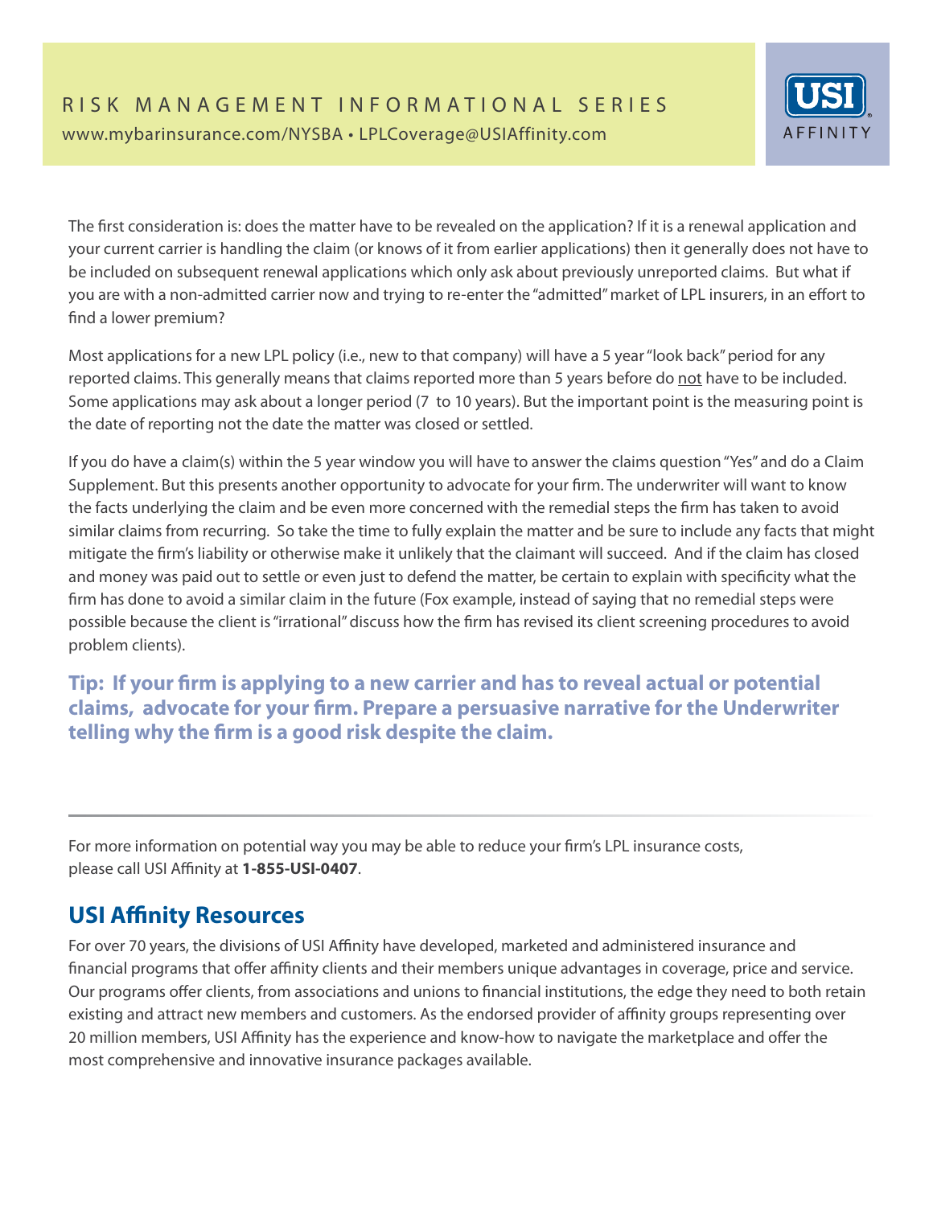The first consideration is: does the matter have to be revealed on the application? If it is a renewal application and your current carrier is handling the claim (or knows of it from earlier applications) then it generally does not have to be included on subsequent renewal applications which only ask about previously unreported claims. But what if you are with a non-admitted carrier now and trying to re-enter the "admitted" market of LPL insurers, in an effort to find a lower premium?

Most applications for a new LPL policy (i.e., new to that company) will have a 5 year "look back" period for any reported claims. This generally means that claims reported more than 5 years before do <u>not</u> have to be included. Some applications may ask about a longer period (7 to 10 years). But the important point is the measuring point is the date of reporting not the date the matter was closed or settled.

If you do have a claim(s) within the 5 year window you will have to answer the claims question "Yes" and do a Claim Supplement. But this presents another opportunity to advocate for your firm. The underwriter will want to know the facts underlying the claim and be even more concerned with the remedial steps the firm has taken to avoid similar claims from recurring. So take the time to fully explain the matter and be sure to include any facts that might mitigate the firm's liability or otherwise make it unlikely that the claimant will succeed. And if the claim has closed and money was paid out to settle or even just to defend the matter, be certain to explain with specificity what the firm has done to avoid a similar claim in the future (Fox example, instead of saying that no remedial steps were possible because the client is "irrational" discuss how the firm has revised its client screening procedures to avoid problem clients).

**Tip: If your firm is applying to a new carrier and has to reveal actual or potential claims, advocate for your firm. Prepare a persuasive narrative for the Underwriter telling why the firm is a good risk despite the claim.**

---

For more information on potential way you may be able to reduce your firm's LPL insurance costs, please call USI Affinity at **1-855-USI-0407**.

## USI Affinity Resources

For over 70 years, the divisions of USI Affinity have developed, marketed and administered insurance and financial programs that offer affinity clients and their members unique advantages in coverage, price and service. Our programs offer clients, from associations and unions to financial institutions, the edge they need to both retain existing and attract new members and customers. As the endorsed provider of affinity groups representing over 20 million members, USI Affinity has the experience and know-how to navigate the marketplace and offer the most comprehensive and innovative insurance packages available.